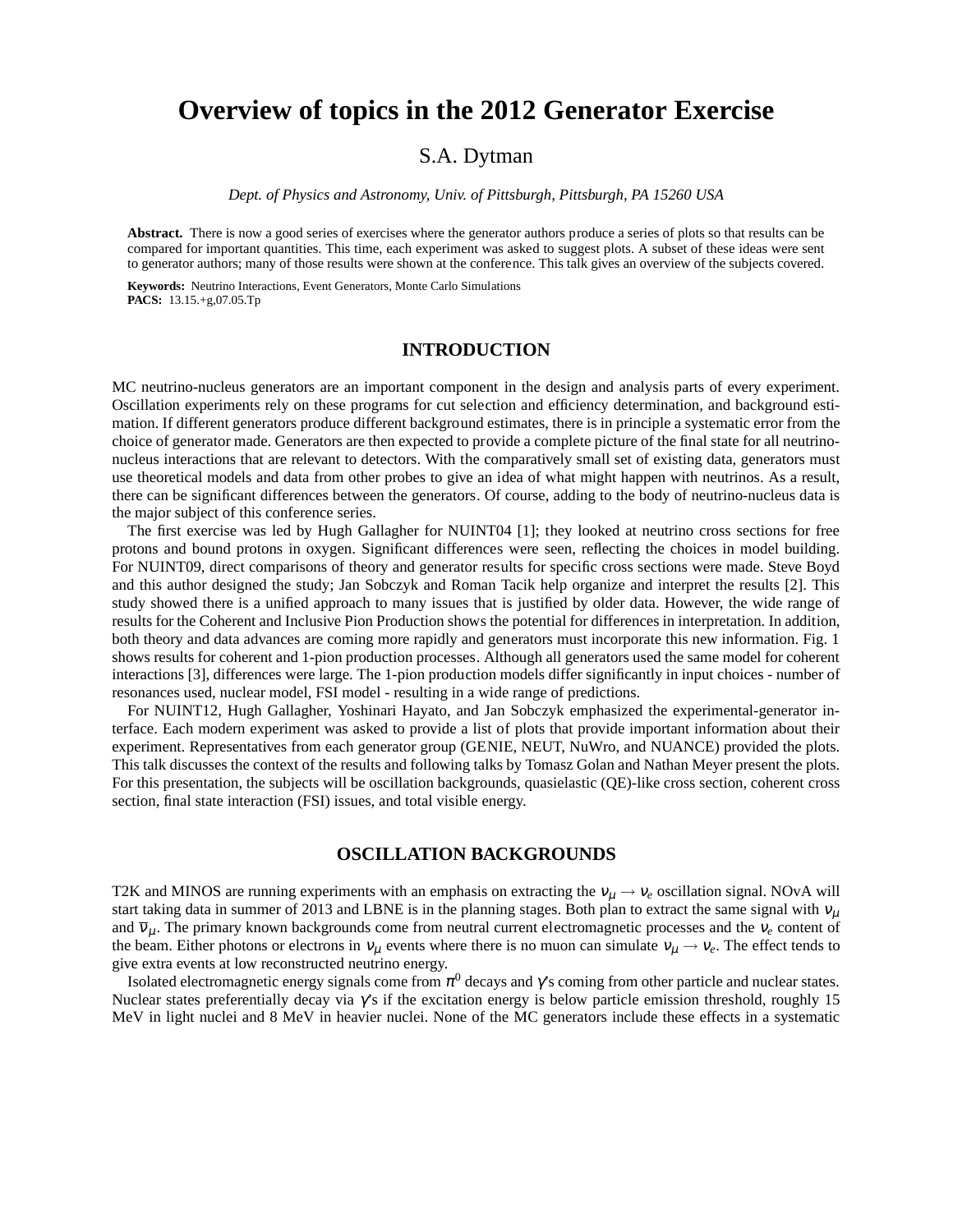# Overview of topics in the 2012 Generator Exercise

S.A. Dytman

*Dept. of Physics and Astronomy, Univ. of Pittsburgh, Pittsburgh, PA 15260 USA*

**Abstract.** There is now a good series of exercises where the generator authors produce a series of plots so that results can be compared for important quantities. This time, each experiment was asked to suggest plots. A subset of these ideas were sent to generator authors; many of those results were shown at the conference. This talk gives an overview of the subjects covered.

**Keywords:** Neutrino Interactions, Event Generators, Monte Carlo Simulations
**PACS:** 13.15.+g,07.05.Tp

## INTRODUCTION

MC neutrino-nucleus generators are an important component in the design and analysis parts of every experiment. Oscillation experiments rely on these programs for cut selection and efficiency determination, and background estimation. If different generators produce different background estimates, there is in principle a systematic error from the choice of generator made. Generators are then expected to provide a complete picture of the final state for all neutrino-nucleus interactions that are relevant to detectors. With the comparatively small set of existing data, generators must use theoretical models and data from other probes to give an idea of what might happen with neutrinos. As a result, there can be significant differences between the generators. Of course, adding to the body of neutrino-nucleus data is the major subject of this conference series.

The first exercise was led by Hugh Gallagher for NUINT04 [1]; they looked at neutrino cross sections for free protons and bound protons in oxygen. Significant differences were seen, reflecting the choices in model building. For NUINT09, direct comparisons of theory and generator results for specific cross sections were made. Steve Boyd and this author designed the study; Jan Sobczyk and Roman Tacik help organize and interpret the results [2]. This study showed there is a unified approach to many issues that is justified by older data. However, the wide range of results for the Coherent and Inclusive Pion Production shows the potential for differences in interpretation. In addition, both theory and data advances are coming more rapidly and generators must incorporate this new information. Fig. 1 shows results for coherent and 1-pion production processes. Although all generators used the same model for coherent interactions [3], differences were large. The 1-pion production models differ significantly in input choices - number of resonances used, nuclear model, FSI model - resulting in a wide range of predictions.

For NUINT12, Hugh Gallagher, Yoshinari Hayato, and Jan Sobczyk emphasized the experimental-generator interface. Each modern experiment was asked to provide a list of plots that provide important information about their experiment. Representatives from each generator group (GENIE, NEUT, NuWro, and NUANCE) provided the plots. This talk discusses the context of the results and following talks by Tomasz Golan and Nathan Meyer present the plots. For this presentation, the subjects will be oscillation backgrounds, quasielastic (QE)-like cross section, coherent cross section, final state interaction (FSI) issues, and total visible energy.

## OSCILLATION BACKGROUNDS

T2K and MINOS are running experiments with an emphasis on extracting the $\nu_\mu \to \nu_e$ oscillation signal. NOvA will start taking data in summer of 2013 and LBNE is in the planning stages. Both plan to extract the same signal with $\nu_\mu$ and $\overline{\nu}_\mu$. The primary known backgrounds come from neutral current electromagnetic processes and the $\nu_e$ content of the beam. Either photons or electrons in $\nu_\mu$ events where there is no muon can simulate $\nu_\mu \to \nu_e$. The effect tends to give extra events at low reconstructed neutrino energy.

Isolated electromagnetic energy signals come from $\pi^0$ decays and $\gamma$'s coming from other particle and nuclear states. Nuclear states preferentially decay via $\gamma$'s if the excitation energy is below particle emission threshold, roughly 15 MeV in light nuclei and 8 MeV in heavier nuclei. None of the MC generators include these effects in a systematic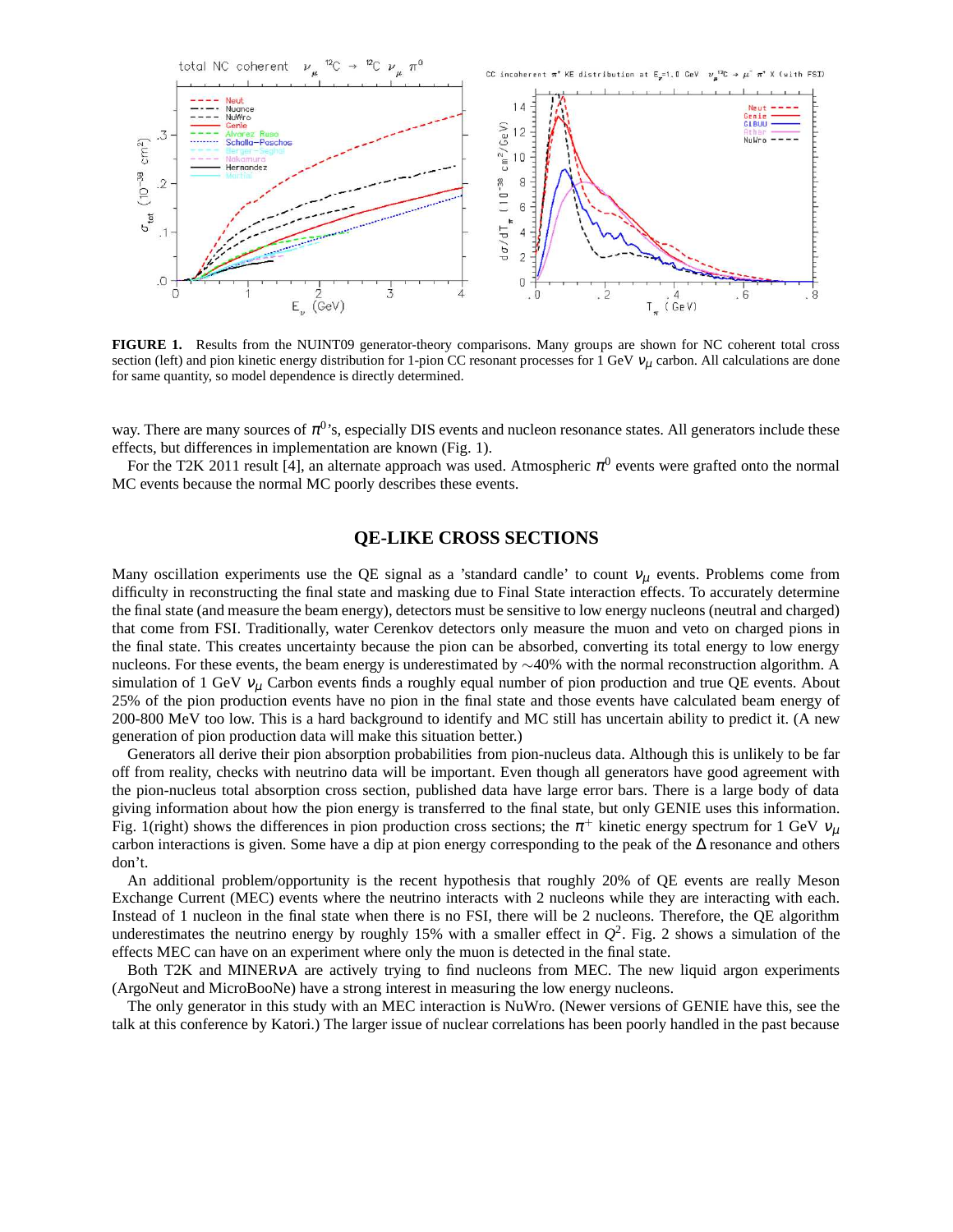**FIGURE 1.** Results from the NUINT09 generator-theory comparisons. Many groups are shown for NC coherent total cross section (left) and pion kinetic energy distribution for 1-pion CC resonant processes for 1 GeV $\nu_\mu$ carbon. All calculations are done for same quantity, so model dependence is directly determined.

way. There are many sources of $\pi^0$'s, especially DIS events and nucleon resonance states. All generators include these effects, but differences in implementation are known (Fig. 1).

For the T2K 2011 result [4], an alternate approach was used. Atmospheric $\pi^0$ events were grafted onto the normal MC events because the normal MC poorly describes these events.

## QE-LIKE CROSS SECTIONS

Many oscillation experiments use the QE signal as a 'standard candle' to count $\nu_\mu$ events. Problems come from difficulty in reconstructing the final state and masking due to Final State interaction effects. To accurately determine the final state (and measure the beam energy), detectors must be sensitive to low energy nucleons (neutral and charged) that come from FSI. Traditionally, water Cerenkov detectors only measure the muon and veto on charged pions in the final state. This creates uncertainty because the pion can be absorbed, converting its total energy to low energy nucleons. For these events, the beam energy is underestimated by ~40% with the normal reconstruction algorithm. A simulation of 1 GeV $\nu_\mu$ Carbon events finds a roughly equal number of pion production and true QE events. About 25% of the pion production events have no pion in the final state and those events have calculated beam energy of 200-800 MeV too low. This is a hard background to identify and MC still has uncertain ability to predict it. (A new generation of pion production data will make this situation better.)

Generators all derive their pion absorption probabilities from pion-nucleus data. Although this is unlikely to be far off from reality, checks with neutrino data will be important. Even though all generators have good agreement with the pion-nucleus total absorption cross section, published data have large error bars. There is a large body of data giving information about how the pion energy is transferred to the final state, but only GENIE uses this information. Fig. 1(right) shows the differences in pion production cross sections; the $\pi^+$ kinetic energy spectrum for 1 GeV $\nu_\mu$ carbon interactions is given. Some have a dip at pion energy corresponding to the peak of the $\Delta$ resonance and others don't.

An additional problem/opportunity is the recent hypothesis that roughly 20% of QE events are really Meson Exchange Current (MEC) events where the neutrino interacts with 2 nucleons while they are interacting with each. Instead of 1 nucleon in the final state when there is no FSI, there will be 2 nucleons. Therefore, the QE algorithm underestimates the neutrino energy by roughly 15% with a smaller effect in $Q^2$. Fig. 2 shows a simulation of the effects MEC can have on an experiment where only the muon is detected in the final state.

Both T2K and MINER$\nu$A are actively trying to find nucleons from MEC. The new liquid argon experiments (ArgoNeut and MicroBooNe) have a strong interest in measuring the low energy nucleons.

The only generator in this study with an MEC interaction is NuWro. (Newer versions of GENIE have this, see the talk at this conference by Katori.) The larger issue of nuclear correlations has been poorly handled in the past because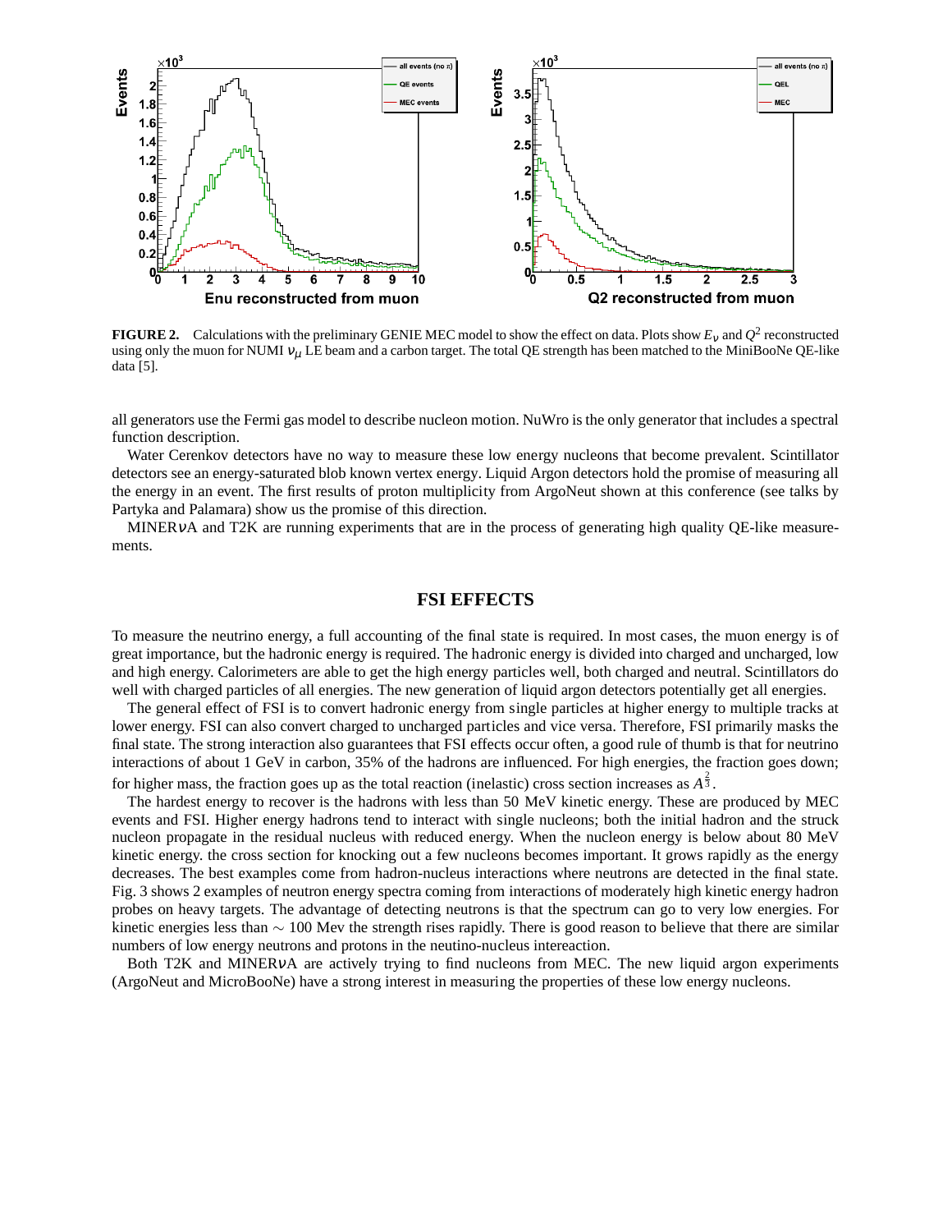**FIGURE 2.** Calculations with the preliminary GENIE MEC model to show the effect on data. Plots show $E_\nu$ and $Q^2$ reconstructed using only the muon for NUMI $\nu_\mu$ LE beam and a carbon target. The total QE strength has been matched to the MiniBooNe QE-like data [5].

all generators use the Fermi gas model to describe nucleon motion. NuWro is the only generator that includes a spectral function description.

Water Cerenkov detectors have no way to measure these low energy nucleons that become prevalent. Scintillator detectors see an energy-saturated blob known vertex energy. Liquid Argon detectors hold the promise of measuring all the energy in an event. The first results of proton multiplicity from ArgoNeut shown at this conference (see talks by Partyka and Palamara) show us the promise of this direction.

MINER$\nu$A and T2K are running experiments that are in the process of generating high quality QE-like measurements.

## FSI EFFECTS

To measure the neutrino energy, a full accounting of the final state is required. In most cases, the muon energy is of great importance, but the hadronic energy is required. The hadronic energy is divided into charged and uncharged, low and high energy. Calorimeters are able to get the high energy particles well, both charged and neutral. Scintillators do well with charged particles of all energies. The new generation of liquid argon detectors potentially get all energies.

The general effect of FSI is to convert hadronic energy from single particles at higher energy to multiple tracks at lower energy. FSI can also convert charged to uncharged particles and vice versa. Therefore, FSI primarily masks the final state. The strong interaction also guarantees that FSI effects occur often, a good rule of thumb is that for neutrino interactions of about 1 GeV in carbon, 35% of the hadrons are influenced. For high energies, the fraction goes down; for higher mass, the fraction goes up as the total reaction (inelastic) cross section increases as $A^{\frac{2}{3}}$.

The hardest energy to recover is the hadrons with less than 50 MeV kinetic energy. These are produced by MEC events and FSI. Higher energy hadrons tend to interact with single nucleons; both the initial hadron and the struck nucleon propagate in the residual nucleus with reduced energy. When the nucleon energy is below about 80 MeV kinetic energy. the cross section for knocking out a few nucleons becomes important. It grows rapidly as the energy decreases. The best examples come from hadron-nucleus interactions where neutrons are detected in the final state. Fig. 3 shows 2 examples of neutron energy spectra coming from interactions of moderately high kinetic energy hadron probes on heavy targets. The advantage of detecting neutrons is that the spectrum can go to very low energies. For kinetic energies less than $\sim$ 100 Mev the strength rises rapidly. There is good reason to believe that there are similar numbers of low energy neutrons and protons in the neutino-nucleus intereaction.

Both T2K and MINER$\nu$A are actively trying to find nucleons from MEC. The new liquid argon experiments (ArgoNeut and MicroBooNe) have a strong interest in measuring the properties of these low energy nucleons.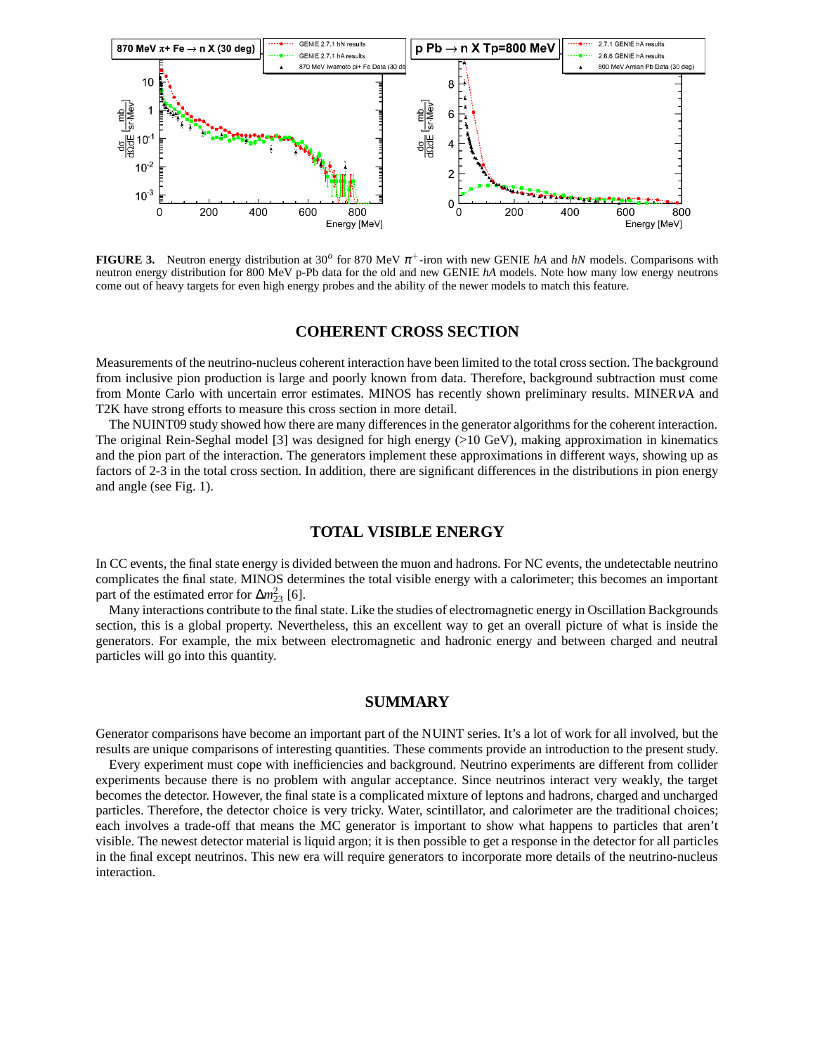**FIGURE 3.** Neutron energy distribution at 30$^o$ for 870 MeV $\pi^+$-iron with new GENIE *hA* and *hN* models. Comparisons with neutron energy distribution for 800 MeV p-Pb data for the old and new GENIE *hA* models. Note how many low energy neutrons come out of heavy targets for even high energy probes and the ability of the newer models to match this feature.

## COHERENT CROSS SECTION

Measurements of the neutrino-nucleus coherent interaction have been limited to the total cross section. The background from inclusive pion production is large and poorly known from data. Therefore, background subtraction must come from Monte Carlo with uncertain error estimates. MINOS has recently shown preliminary results. MINERνA and T2K have strong efforts to measure this cross section in more detail.

The NUINT09 study showed how there are many differences in the generator algorithms for the coherent interaction. The original Rein-Seghal model [3] was designed for high energy (>10 GeV), making approximation in kinematics and the pion part of the interaction. The generators implement these approximations in different ways, showing up as factors of 2-3 in the total cross section. In addition, there are significant differences in the distributions in pion energy and angle (see Fig. 1).

## TOTAL VISIBLE ENERGY

In CC events, the final state energy is divided between the muon and hadrons. For NC events, the undetectable neutrino complicates the final state. MINOS determines the total visible energy with a calorimeter; this becomes an important part of the estimated error for $\Delta m^2_{23}$ [6].

Many interactions contribute to the final state. Like the studies of electromagnetic energy in Oscillation Backgrounds section, this is a global property. Nevertheless, this an excellent way to get an overall picture of what is inside the generators. For example, the mix between electromagnetic and hadronic energy and between charged and neutral particles will go into this quantity.

## SUMMARY

Generator comparisons have become an important part of the NUINT series. It's a lot of work for all involved, but the results are unique comparisons of interesting quantities. These comments provide an introduction to the present study.

Every experiment must cope with inefficiencies and background. Neutrino experiments are different from collider experiments because there is no problem with angular acceptance. Since neutrinos interact very weakly, the target becomes the detector. However, the final state is a complicated mixture of leptons and hadrons, charged and uncharged particles. Therefore, the detector choice is very tricky. Water, scintillator, and calorimeter are the traditional choices; each involves a trade-off that means the MC generator is important to show what happens to particles that aren't visible. The newest detector material is liquid argon; it is then possible to get a response in the detector for all particles in the final except neutrinos. This new era will require generators to incorporate more details of the neutrino-nucleus interaction.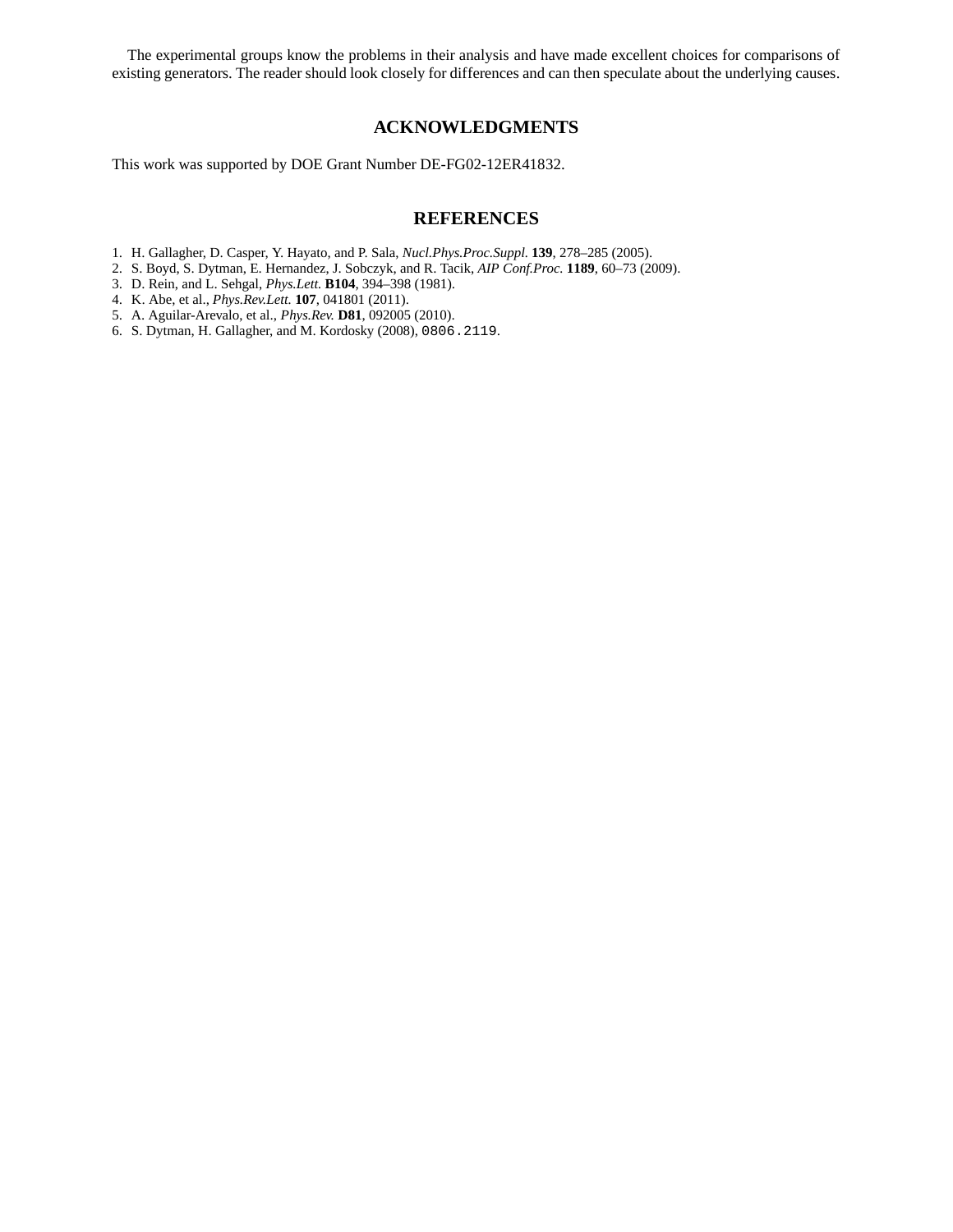The experimental groups know the problems in their analysis and have made excellent choices for comparisons of existing generators. The reader should look closely for differences and can then speculate about the underlying causes.

## ACKNOWLEDGMENTS

This work was supported by DOE Grant Number DE-FG02-12ER41832.

## REFERENCES

1. H. Gallagher, D. Casper, Y. Hayato, and P. Sala, *Nucl.Phys.Proc.Suppl.* **139**, 278–285 (2005).
2. S. Boyd, S. Dytman, E. Hernandez, J. Sobczyk, and R. Tacik, *AIP Conf.Proc.* **1189**, 60–73 (2009).
3. D. Rein, and L. Sehgal, *Phys.Lett.* **B104**, 394–398 (1981).
4. K. Abe, et al., *Phys.Rev.Lett.* **107**, 041801 (2011).
5. A. Aguilar-Arevalo, et al., *Phys.Rev.* **D81**, 092005 (2010).
6. S. Dytman, H. Gallagher, and M. Kordosky (2008), `0806.2119`.